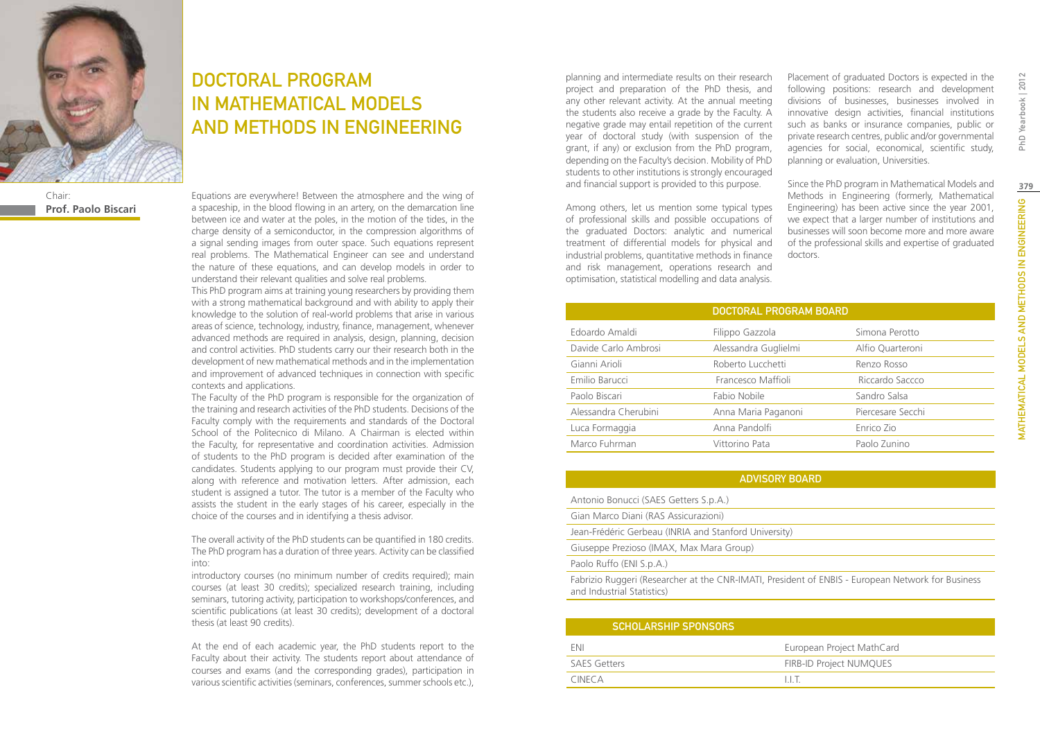# DOCTORAL PROGRAM IN MATHEMATICAL MODELS AND METHODS IN ENGINEERING

Chair:
**Prof. Paolo Biscari**

Equations are everywhere! Between the atmosphere and the wing of a spaceship, in the blood flowing in an artery, on the demarcation line between ice and water at the poles, in the motion of the tides, in the charge density of a semiconductor, in the compression algorithms of a signal sending images from outer space. Such equations represent real problems. The Mathematical Engineer can see and understand the nature of these equations, and can develop models in order to understand their relevant qualities and solve real problems.

This PhD program aims at training young researchers by providing them with a strong mathematical background and with ability to apply their knowledge to the solution of real-world problems that arise in various areas of science, technology, industry, finance, management, whenever advanced methods are required in analysis, design, planning, decision and control activities. PhD students carry our their research both in the development of new mathematical methods and in the implementation and improvement of advanced techniques in connection with specific contexts and applications.

The Faculty of the PhD program is responsible for the organization of the training and research activities of the PhD students. Decisions of the Faculty comply with the requirements and standards of the Doctoral School of the Politecnico di Milano. A Chairman is elected within the Faculty, for representative and coordination activities. Admission of students to the PhD program is decided after examination of the candidates. Students applying to our program must provide their CV, along with reference and motivation letters. After admission, each student is assigned a tutor. The tutor is a member of the Faculty who assists the student in the early stages of his career, especially in the choice of the courses and in identifying a thesis advisor.

The overall activity of the PhD students can be quantified in 180 credits. The PhD program has a duration of three years. Activity can be classified into:

introductory courses (no minimum number of credits required); main courses (at least 30 credits); specialized research training, including seminars, tutoring activity, participation to workshops/conferences, and scientific publications (at least 30 credits); development of a doctoral thesis (at least 90 credits).

At the end of each academic year, the PhD students report to the Faculty about their activity. The students report about attendance of courses and exams (and the corresponding grades), participation in various scientific activities (seminars, conferences, summer schools etc.), planning and intermediate results on their research project and preparation of the PhD thesis, and any other relevant activity. At the annual meeting the students also receive a grade by the Faculty. A negative grade may entail repetition of the current year of doctoral study (with suspension of the grant, if any) or exclusion from the PhD program, depending on the Faculty's decision. Mobility of PhD students to other institutions is strongly encouraged and financial support is provided to this purpose.

Among others, let us mention some typical types of professional skills and possible occupations of the graduated Doctors: analytic and numerical treatment of differential models for physical and industrial problems, quantitative methods in finance and risk management, operations research and optimisation, statistical modelling and data analysis.

Placement of graduated Doctors is expected in the following positions: research and development divisions of businesses, businesses involved in innovative design activities, financial institutions such as banks or insurance companies, public or private research centres, public and/or governmental agencies for social, economical, scientific study, planning or evaluation, Universities.

Since the PhD program in Mathematical Models and Methods in Engineering (formerly, Mathematical Engineering) has been active since the year 2001, we expect that a larger number of institutions and businesses will soon become more and more aware of the professional skills and expertise of graduated doctors.

| DOCTORAL PROGRAM BOARD | | |
|---|---|---|
| Edoardo Amaldi | Filippo Gazzola | Simona Perotto |
| Davide Carlo Ambrosi | Alessandra Guglielmi | Alfio Quarteroni |
| Gianni Arioli | Roberto Lucchetti | Renzo Rosso |
| Emilio Barucci | Francesco Maffioli | Riccardo Saccco |
| Paolo Biscari | Fabio Nobile | Sandro Salsa |
| Alessandra Cherubini | Anna Maria Paganoni | Piercesare Secchi |
| Luca Formaggia | Anna Pandolfi | Enrico Zio |
| Marco Fuhrman | Vittorino Pata | Paolo Zunino |

| ADVISORY BOARD |
|---|
| Antonio Bonucci (SAES Getters S.p.A.) |
| Gian Marco Diani (RAS Assicurazioni) |
| Jean-Frédéric Gerbeau (INRIA and Stanford University) |
| Giuseppe Prezioso (IMAX, Max Mara Group) |
| Paolo Ruffo (ENI S.p.A.) |
| Fabrizio Ruggeri (Researcher at the CNR-IMATI, President of ENBIS - European Network for Business and Industrial Statistics) |

| SCHOLARSHIP SPONSORS | |
|---|---|
| ENI | European Project MathCard |
| SAES Getters | FIRB-ID Project NUMQUES |
| CINECA | I.I.T. |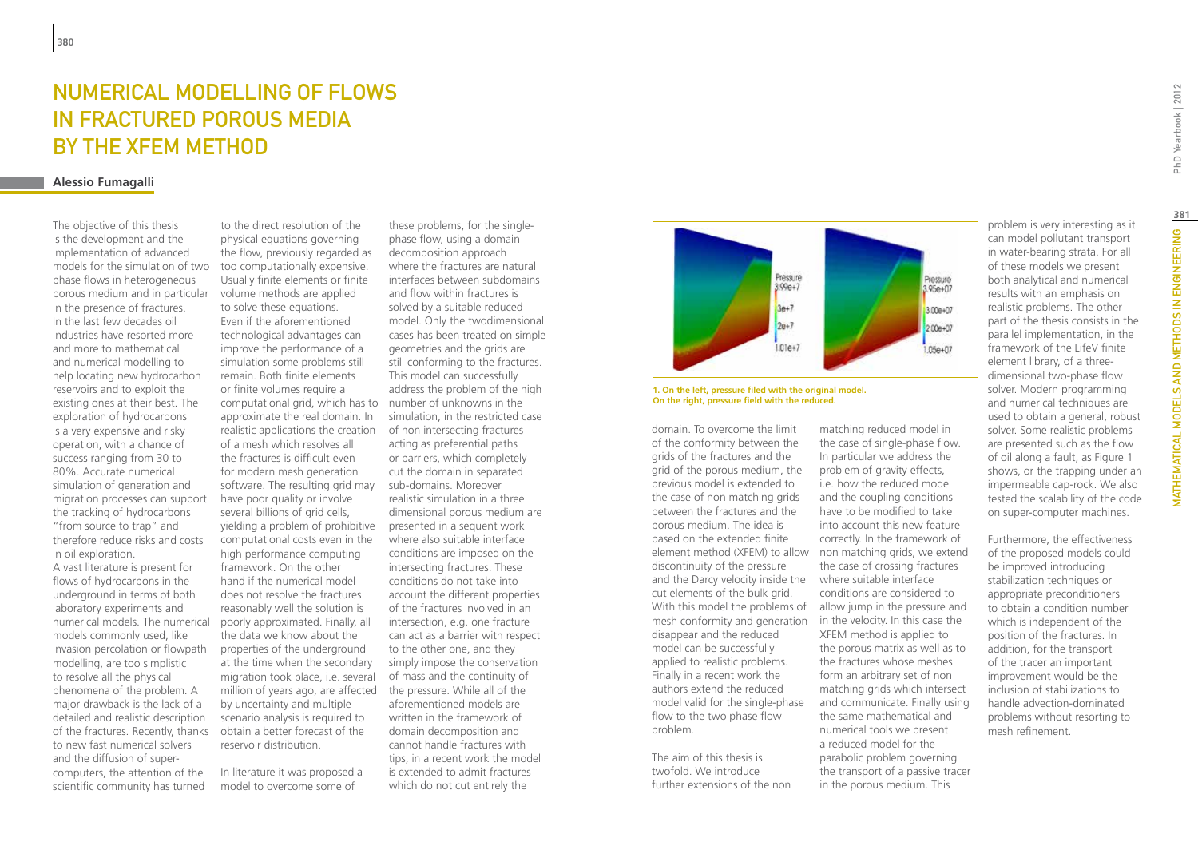# NUMERICAL MODELLING OF FLOWS IN FRACTURED POROUS MEDIA BY THE XFEM METHOD

**Alessio Fumagalli**

The objective of this thesis is the development and the implementation of advanced models for the simulation of two phase flows in heterogeneous porous medium and in particular in the presence of fractures. In the last few decades oil industries have resorted more and more to mathematical and numerical modelling to help locating new hydrocarbon reservoirs and to exploit the existing ones at their best. The exploration of hydrocarbons is a very expensive and risky operation, with a chance of success ranging from 30 to 80%. Accurate numerical simulation of generation and migration processes can support the tracking of hydrocarbons "from source to trap" and therefore reduce risks and costs in oil exploration.

A vast literature is present for flows of hydrocarbons in the underground in terms of both laboratory experiments and numerical models. The numerical models commonly used, like invasion percolation or flowpath modelling, are too simplistic to resolve all the physical phenomena of the problem. A major drawback is the lack of a detailed and realistic description of the fractures. Recently, thanks to new fast numerical solvers and the diffusion of super-computers, the attention of the scientific community has turned to the direct resolution of the physical equations governing the flow, previously regarded as too computationally expensive. Usually finite elements or finite volume methods are applied to solve these equations. Even if the aforementioned technological advantages can improve the performance of a simulation some problems still remain. Both finite elements or finite volumes require a computational grid, which has to approximate the real domain. In realistic applications the creation of a mesh which resolves all the fractures is difficult even for modern mesh generation software. The resulting grid may have poor quality or involve several billions of grid cells, yielding a problem of prohibitive computational costs even in the high performance computing framework. On the other hand if the numerical model does not resolve the fractures reasonably well the solution is poorly approximated. Finally, all the data we know about the properties of the underground at the time when the secondary migration took place, i.e. several million of years ago, are affected by uncertainty and multiple scenario analysis is required to obtain a better forecast of the reservoir distribution.

In literature it was proposed a model to overcome some of these problems, for the single-phase flow, using a domain decomposition approach where the fractures are natural interfaces between subdomains and flow within fractures is solved by a suitable reduced model. Only the twodimensional cases has been treated on simple geometries and the grids are still conforming to the fractures. This model can successfully address the problem of the high number of unknowns in the simulation, in the restricted case of non intersecting fractures acting as preferential paths or barriers, which completely cut the domain in separated sub-domains. Moreover realistic simulation in a three dimensional porous medium are presented in a sequent work where also suitable interface conditions are imposed on the intersecting fractures. These conditions do not take into account the different properties of the fractures involved in an intersection, e.g. one fracture can act as a barrier with respect to the other one, and they simply impose the conservation of mass and the continuity of the pressure. While all of the aforementioned models are written in the framework of domain decomposition and cannot handle fractures with tips, in a recent work the model is extended to admit fractures which do not cut entirely the domain. To overcome the limit of the conformity between the grids of the fractures and the grid of the porous medium, the previous model is extended to the case of non matching grids between the fractures and the porous medium. The idea is based on the extended finite element method (XFEM) to allow discontinuity of the pressure and the Darcy velocity inside the cut elements of the bulk grid. With this model the problems of mesh conformity and generation disappear and the reduced model can be successfully applied to realistic problems. Finally in a recent work the authors extend the reduced model valid for the single-phase flow to the two phase flow problem.

**1. On the left, pressure filed with the original model. On the right, pressure field with the reduced.**

The aim of this thesis is twofold. We introduce further extensions of the non matching reduced model in the case of single-phase flow. In particular we address the problem of gravity effects, i.e. how the reduced model and the coupling conditions have to be modified to take into account this new feature correctly. In the framework of non matching grids, we extend the case of crossing fractures where suitable interface conditions are considered to allow jump in the pressure and in the velocity. In this case the XFEM method is applied to the porous matrix as well as to the fractures whose meshes form an arbitrary set of non matching grids which intersect and communicate. Finally using the same mathematical and numerical tools we present a reduced model for the parabolic problem governing the transport of a passive tracer in the porous medium. This problem is very interesting as it can model pollutant transport in water-bearing strata. For all of these models we present both analytical and numerical results with an emphasis on realistic problems. The other part of the thesis consists in the parallel implementation, in the framework of the LifeV finite element library, of a three-dimensional two-phase flow solver. Modern programming and numerical techniques are used to obtain a general, robust solver. Some realistic problems are presented such as the flow of oil along a fault, as Figure 1 shows, or the trapping under an impermeable cap-rock. We also tested the scalability of the code on super-computer machines.

Furthermore, the effectiveness of the proposed models could be improved introducing stabilization techniques or appropriate preconditioners to obtain a condition number which is independent of the position of the fractures. In addition, for the transport of the tracer an important improvement would be the inclusion of stabilizations to handle advection-dominated problems without resorting to mesh refinement.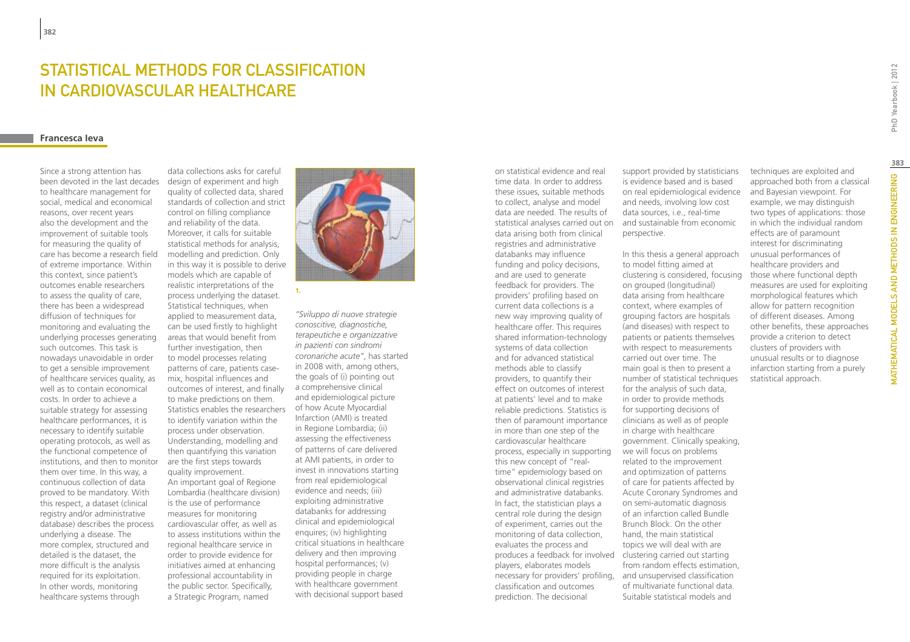# Statistical Methods for Classification in Cardiovascular Healthcare

**Francesca Ieva**

Since a strong attention has been devoted in the last decades to healthcare management for social, medical and economical reasons, over recent years also the development and the improvement of suitable tools for measuring the quality of care has become a research field of extreme importance. Within this context, since patient's outcomes enable researchers to assess the quality of care, there has been a widespread diffusion of techniques for monitoring and evaluating the underlying processes generating such outcomes. This task is nowadays unavoidable in order to get a sensible improvement of healthcare services quality, as well as to contain economical costs. In order to achieve a suitable strategy for assessing healthcare performances, it is necessary to identify suitable operating protocols, as well as the functional competence of institutions, and then to monitor them over time. In this way, a continuous collection of data proved to be mandatory. With this respect, a dataset (clinical registry and/or administrative database) describes the process underlying a disease. The more complex, structured and detailed is the dataset, the more difficult is the analysis required for its exploitation. In other words, monitoring healthcare systems through data collections asks for careful design of experiment and high quality of collected data, shared standards of collection and strict control on filling compliance and reliability of the data. Moreover, it calls for suitable statistical methods for analysis, modelling and prediction. Only in this way it is possible to derive models which are capable of realistic interpretations of the process underlying the dataset. Statistical techniques, when applied to measurement data, can be used firstly to highlight areas that would benefit from further investigation, then to model processes relating patterns of care, patients case-mix, hospital influences and outcomes of interest, and finally to make predictions on them. Statistics enables the researchers to identify variation within the process under observation. Understanding, modelling and then quantifying this variation are the first steps towards quality improvement.

An important goal of Regione Lombardia (healthcare division) is the use of performance measures for monitoring cardiovascular offer, as well as to assess institutions within the regional healthcare service in order to provide evidence for initiatives aimed at enhancing professional accountability in the public sector. Specifically, a Strategic Program, named

1.

*"Sviluppo di nuove strategie conoscitive, diagnostiche, terapeutiche e organizzative in pazienti con sindromi coronariche acute"*, has started in 2008 with, among others, the goals of (i) pointing out a comprehensive clinical and epidemiological picture of how Acute Myocardial Infarction (AMI) is treated in Regione Lombardia; (ii) assessing the effectiveness of patterns of care delivered at AMI patients, in order to invest in innovations starting from real epidemiological evidence and needs; (iii) exploiting administrative databanks for addressing clinical and epidemiological enquires; (iv) highlighting critical situations in healthcare delivery and then improving hospital performances; (v) providing people in charge with healthcare government with decisional support based on statistical evidence and real time data. In order to address these issues, suitable methods to collect, analyse and model data are needed. The results of statistical analyses carried out on data arising both from clinical registries and administrative databanks may influence funding and policy decisions, and are used to generate feedback for providers. The providers' profiling based on current data collections is a new way improving quality of healthcare offer. This requires shared information-technology systems of data collection and for advanced statistical methods able to classify providers, to quantify their effect on outcomes of interest at patients' level and to make reliable predictions. Statistics is then of paramount importance in more than one step of the cardiovascular healthcare process, especially in supporting this new concept of "real-time" epidemiology based on observational clinical registries and administrative databanks. In fact, the statistician plays a central role during the design of experiment, carries out the monitoring of data collection, evaluates the process and produces a feedback for involved players, elaborates models necessary for providers' profiling, classification and outcomes prediction. The decisional support provided by statisticians is evidence based and is based on real epidemiological evidence and needs, involving low cost data sources, i.e., real-time and sustainable from economic perspective.

In this thesis a general approach to model fitting aimed at clustering is considered, focusing on grouped (longitudinal) data arising from healthcare context, where examples of grouping factors are hospitals (and diseases) with respect to patients or patients themselves with respect to measurements carried out over time. The main goal is then to present a number of statistical techniques for the analysis of such data, in order to provide methods for supporting decisions of clinicians as well as of people in charge with healthcare government. Clinically speaking, we will focus on problems related to the improvement and optimization of patterns of care for patients affected by Acute Coronary Syndromes and on semi-automatic diagnosis of an infarction called Bundle Brunch Block. On the other hand, the main statistical topics we will deal with are clustering carried out starting from random effects estimation, and unsupervised classification of multivariate functional data. Suitable statistical models and techniques are exploited and approached both from a classical and Bayesian viewpoint. For example, we may distinguish two types of applications: those in which the individual random effects are of paramount interest for discriminating unusual performances of healthcare providers and those where functional depth measures are used for exploiting morphological features which allow for pattern recognition of different diseases. Among other benefits, these approaches provide a criterion to detect clusters of providers with unusual results or to diagnose infarction starting from a purely statistical approach.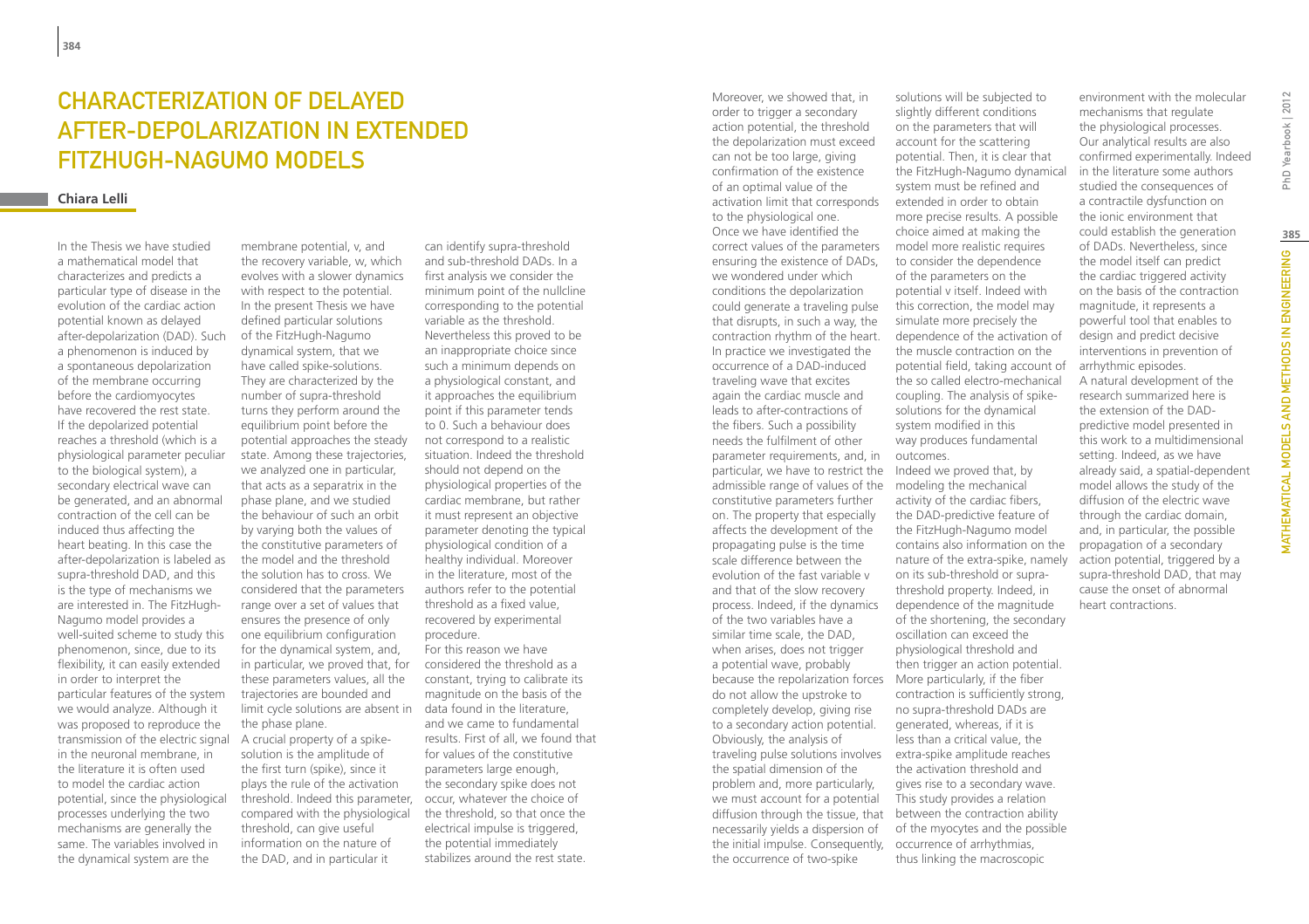# Characterization of Delayed After-Depolarization in Extended FitzHugh-Nagumo Models

**Chiara Lelli**

In the Thesis we have studied a mathematical model that characterizes and predicts a particular type of disease in the evolution of the cardiac action potential known as delayed after-depolarization (DAD). Such a phenomenon is induced by a spontaneous depolarization of the membrane occurring before the cardiomyocytes have recovered the rest state. If the depolarized potential reaches a threshold (which is a physiological parameter peculiar to the biological system), a secondary electrical wave can be generated, and an abnormal contraction of the cell can be induced thus affecting the heart beating. In this case the after-depolarization is labeled as supra-threshold DAD, and this is the type of mechanisms we are interested in. The FitzHugh-Nagumo model provides a well-suited scheme to study this phenomenon, since, due to its flexibility, it can easily extended in order to interpret the particular features of the system we would analyze. Although it was proposed to reproduce the transmission of the electric signal in the neuronal membrane, in the literature it is often used to model the cardiac action potential, since the physiological processes underlying the two mechanisms are generally the same. The variables involved in the dynamical system are the membrane potential, v, and the recovery variable, w, which evolves with a slower dynamics with respect to the potential. In the present Thesis we have defined particular solutions of the FitzHugh-Nagumo dynamical system, that we have called spike-solutions. They are characterized by the number of supra-threshold turns they perform around the equilibrium point before the potential approaches the steady state. Among these trajectories, we analyzed one in particular, that acts as a separatrix in the phase plane, and we studied the behaviour of such an orbit by varying both the values of the constitutive parameters of the model and the threshold the solution has to cross. We considered that the parameters range over a set of values that ensures the presence of only one equilibrium configuration for the dynamical system, and, in particular, we proved that, for these parameters values, all the trajectories are bounded and limit cycle solutions are absent in the phase plane.

A crucial property of a spike-solution is the amplitude of the first turn (spike), since it plays the rule of the activation threshold. Indeed this parameter, compared with the physiological threshold, can give useful information on the nature of the DAD, and in particular it can identify supra-threshold and sub-threshold DADs. In a first analysis we consider the minimum point of the nullcline corresponding to the potential variable as the threshold. Nevertheless this proved to be an inappropriate choice since such a minimum depends on a physiological constant, and it approaches the equilibrium point if this parameter tends to 0. Such a behaviour does not correspond to a realistic situation. Indeed the threshold should not depend on the physiological properties of the cardiac membrane, but rather it must represent an objective parameter denoting the typical physiological condition of a healthy individual. Moreover in the literature, most of the authors refer to the potential threshold as a fixed value, recovered by experimental procedure.

For this reason we have considered the threshold as a constant, trying to calibrate its magnitude on the basis of the data found in the literature, and we came to fundamental results. First of all, we found that for values of the constitutive parameters large enough, the secondary spike does not occur, whatever the choice of the threshold, so that once the electrical impulse is triggered, the potential immediately stabilizes around the rest state. Moreover, we showed that, in order to trigger a secondary action potential, the threshold the depolarization must exceed can not be too large, giving confirmation of the existence of an optimal value of the activation limit that corresponds to the physiological one.

Once we have identified the correct values of the parameters ensuring the existence of DADs, we wondered under which conditions the depolarization could generate a traveling pulse that disrupts, in such a way, the contraction rhythm of the heart. In practice we investigated the occurrence of a DAD-induced traveling wave that excites again the cardiac muscle and leads to after-contractions of the fibers. Such a possibility needs the fulfilment of other parameter requirements, and, in particular, we have to restrict the admissible range of values of the constitutive parameters further on. The property that especially affects the development of the propagating pulse is the time scale difference between the evolution of the fast variable v and that of the slow recovery process. Indeed, if the dynamics of the two variables have a similar time scale, the DAD, when arises, does not trigger a potential wave, probably because the repolarization forces do not allow the upstroke to completely develop, giving rise to a secondary action potential. Obviously, the analysis of traveling pulse solutions involves the spatial dimension of the problem and, more particularly, we must account for a potential diffusion through the tissue, that necessarily yields a dispersion of the initial impulse. Consequently, the occurrence of two-spike solutions will be subjected to slightly different conditions on the parameters that will account for the scattering potential. Then, it is clear that the FitzHugh-Nagumo dynamical system must be refined and extended in order to obtain more precise results. A possible choice aimed at making the model more realistic requires to consider the dependence of the parameters on the potential v itself. Indeed with this correction, the model may simulate more precisely the dependence of the activation of the muscle contraction on the potential field, taking account of the so called electro-mechanical coupling. The analysis of spike-solutions for the dynamical system modified in this way produces fundamental outcomes.

Indeed we proved that, by modeling the mechanical activity of the cardiac fibers, the DAD-predictive feature of the FitzHugh-Nagumo model contains also information on the nature of the extra-spike, namely on its sub-threshold or supra-threshold property. Indeed, in dependence of the magnitude of the shortening, the secondary oscillation can exceed the physiological threshold and then trigger an action potential. More particularly, if the fiber contraction is sufficiently strong, no supra-threshold DADs are generated, whereas, if it is less than a critical value, the extra-spike amplitude reaches the activation threshold and gives rise to a secondary wave. This study provides a relation between the contraction ability of the myocytes and the possible occurrence of arrhythmias, thus linking the macroscopic environment with the molecular mechanisms that regulate the physiological processes. Our analytical results are also confirmed experimentally. Indeed in the literature some authors studied the consequences of a contractile dysfunction on the ionic environment that could establish the generation of DADs. Nevertheless, since the model itself can predict the cardiac triggered activity on the basis of the contraction magnitude, it represents a powerful tool that enables to design and predict decisive interventions in prevention of arrhythmic episodes.

A natural development of the research summarized here is the extension of the DAD-predictive model presented in this work to a multidimensional setting. Indeed, as we have already said, a spatial-dependent model allows the study of the diffusion of the electric wave through the cardiac domain, and, in particular, the possible propagation of a secondary action potential, triggered by a supra-threshold DAD, that may cause the onset of abnormal heart contractions.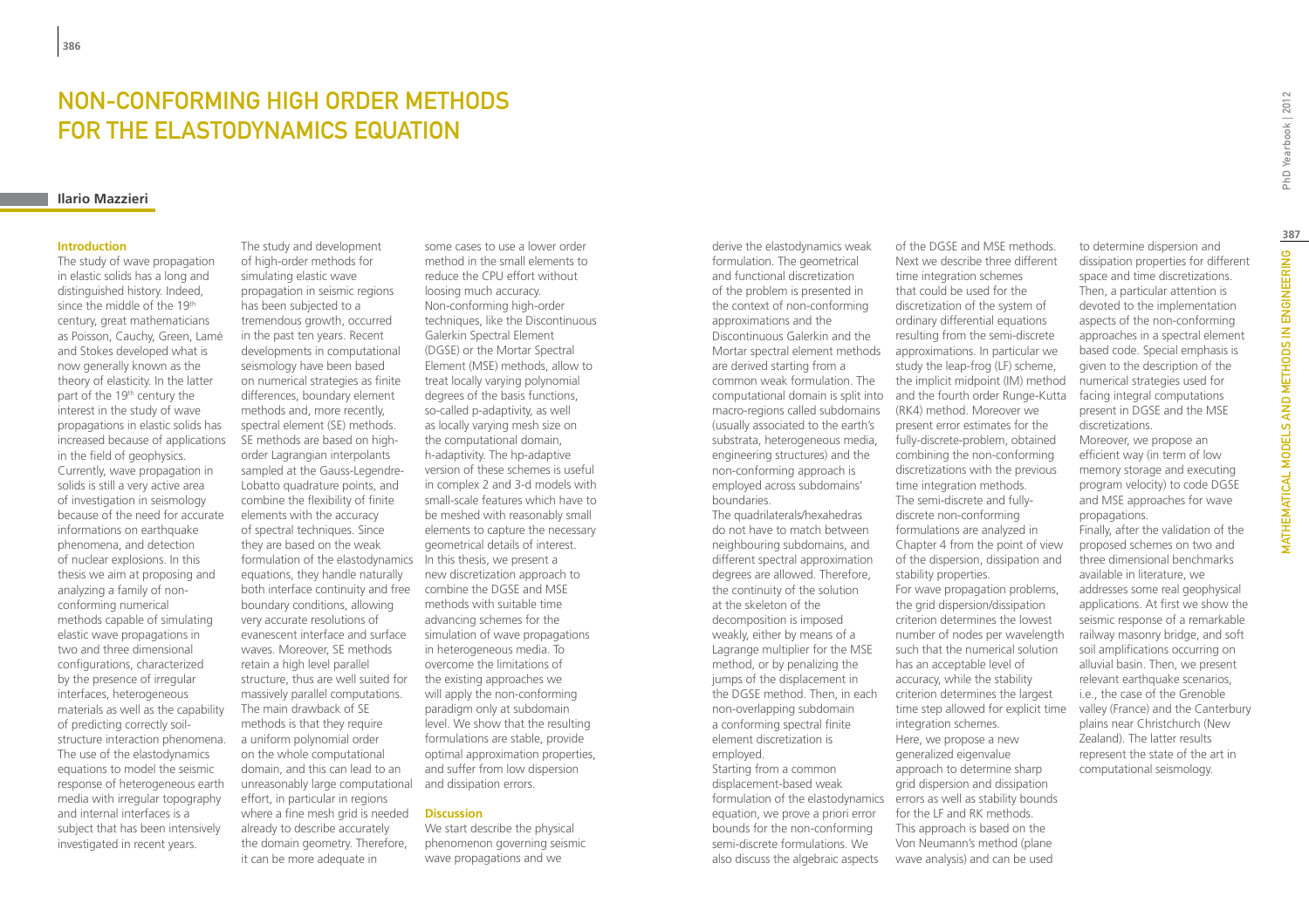# NON-CONFORMING HIGH ORDER METHODS FOR THE ELASTODYNAMICS EQUATION

**Ilario Mazzieri**

## Introduction

The study of wave propagation in elastic solids has a long and distinguished history. Indeed, since the middle of the 19th century, great mathematicians as Poisson, Cauchy, Green, Lamé and Stokes developed what is now generally known as the theory of elasticity. In the latter part of the 19th century the interest in the study of wave propagations in elastic solids has increased because of applications in the field of geophysics. Currently, wave propagation in solids is still a very active area of investigation in seismology because of the need for accurate informations on earthquake phenomena, and detection of nuclear explosions. In this thesis we aim at proposing and analyzing a family of non-conforming numerical methods capable of simulating elastic wave propagations in two and three dimensional configurations, characterized by the presence of irregular interfaces, heterogeneous materials as well as the capability of predicting correctly soil-structure interaction phenomena. The use of the elastodynamics equations to model the seismic response of heterogeneous earth media with irregular topography and internal interfaces is a subject that has been intensively investigated in recent years.

The study and development of high-order methods for simulating elastic wave propagation in seismic regions has been subjected to a tremendous growth, occurred in the past ten years. Recent developments in computational seismology have been based on numerical strategies as finite differences, boundary element methods and, more recently, spectral element (SE) methods. SE methods are based on high-order Lagrangian interpolants sampled at the Gauss-Legendre-Lobatto quadrature points, and combine the flexibility of finite elements with the accuracy of spectral techniques. Since they are based on the weak formulation of the elastodynamics equations, they handle naturally both interface continuity and free boundary conditions, allowing very accurate resolutions of evanescent interface and surface waves. Moreover, SE methods retain a high level parallel structure, thus are well suited for massively parallel computations. The main drawback of SE methods is that they require a uniform polynomial order on the whole computational domain, and this can lead to an unreasonably large computational effort, in particular in regions where a fine mesh grid is needed already to describe accurately the domain geometry. Therefore, it can be more adequate in some cases to use a lower order method in the small elements to reduce the CPU effort without loosing much accuracy. Non-conforming high-order techniques, like the Discontinuous Galerkin Spectral Element (DGSE) or the Mortar Spectral Element (MSE) methods, allow to treat locally varying polynomial degrees of the basis functions, so-called p-adaptivity, as well as locally varying mesh size on the computational domain, h-adaptivity. The hp-adaptive version of these schemes is useful in complex 2 and 3-d models with small-scale features which have to be meshed with reasonably small elements to capture the necessary geometrical details of interest. In this thesis, we present a new discretization approach to combine the DGSE and MSE methods with suitable time advancing schemes for the simulation of wave propagations in heterogeneous media. To overcome the limitations of the existing approaches we will apply the non-conforming paradigm only at subdomain level. We show that the resulting formulations are stable, provide optimal approximation properties, and suffer from low dispersion and dissipation errors.

## Discussion

We start describe the physical phenomenon governing seismic wave propagations and we derive the elastodynamics weak formulation. The geometrical and functional discretization of the problem is presented in the context of non-conforming approximations and the Discontinuous Galerkin and the Mortar spectral element methods are derived starting from a common weak formulation. The computational domain is split into macro-regions called subdomains (usually associated to the earth's substrata, heterogeneous media, engineering structures) and the non-conforming approach is employed across subdomains' boundaries.

The quadrilaterals/hexahedras do not have to match between neighbouring subdomains, and different spectral approximation degrees are allowed. Therefore, the continuity of the solution at the skeleton of the decomposition is imposed weakly, either by means of a Lagrange multiplier for the MSE method, or by penalizing the jumps of the displacement in the DGSE method. Then, in each non-overlapping subdomain a conforming spectral finite element discretization is employed.

Starting from a common displacement-based weak formulation of the elastodynamics equation, we prove a priori error bounds for the non-conforming semi-discrete formulations. We also discuss the algebraic aspects of the DGSE and MSE methods. Next we describe three different time integration schemes that could be used for the discretization of the system of ordinary differential equations resulting from the semi-discrete approximations. In particular we study the leap-frog (LF) scheme, the implicit midpoint (IM) method and the fourth order Runge-Kutta (RK4) method. Moreover we present error estimates for the fully-discrete-problem, obtained combining the non-conforming discretizations with the previous time integration methods.

The semi-discrete and fully-discrete non-conforming formulations are analyzed in Chapter 4 from the point of view of the dispersion, dissipation and stability properties.

For wave propagation problems, the grid dispersion/dissipation criterion determines the lowest number of nodes per wavelength such that the numerical solution has an acceptable level of accuracy, while the stability criterion determines the largest time step allowed for explicit time integration schemes.

Here, we propose a new generalized eigenvalue approach to determine sharp grid dispersion and dissipation errors as well as stability bounds for the LF and RK methods. This approach is based on the Von Neumann's method (plane wave analysis) and can be used to determine dispersion and dissipation properties for different space and time discretizations. Then, a particular attention is devoted to the implementation aspects of the non-conforming approaches in a spectral element based code. Special emphasis is given to the description of the numerical strategies used for facing integral computations present in DGSE and the MSE discretizations.

Moreover, we propose an efficient way (in term of low memory storage and executing program velocity) to code DGSE and MSE approaches for wave propagations.

Finally, after the validation of the proposed schemes on two and three dimensional benchmarks available in literature, we addresses some real geophysical applications. At first we show the seismic response of a remarkable railway masonry bridge, and soft soil amplifications occurring on alluvial basin. Then, we present relevant earthquake scenarios, i.e., the case of the Grenoble valley (France) and the Canterbury plains near Christchurch (New Zealand). The latter results represent the state of the art in computational seismology.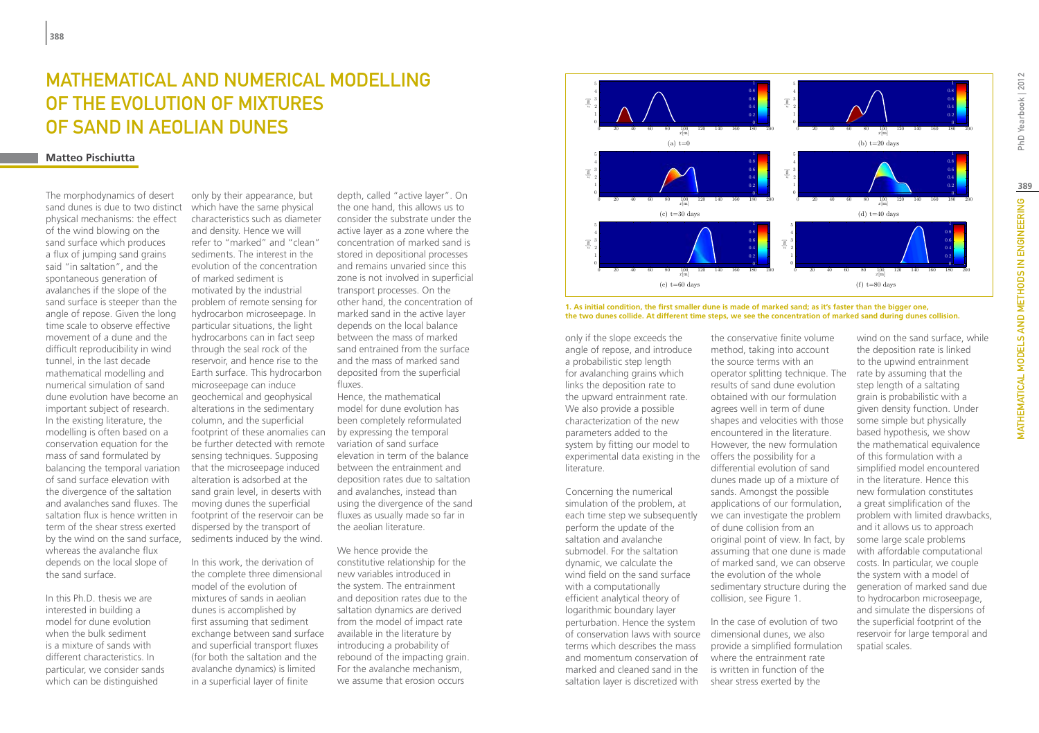# Mathematical and Numerical Modelling of the Evolution of Mixtures of Sand in Aeolian Dunes

**Matteo Pischiutta**

The morphodynamics of desert sand dunes is due to two distinct physical mechanisms: the effect of the wind blowing on the sand surface which produces a flux of jumping sand grains said "in saltation", and the spontaneous generation of avalanches if the slope of the sand surface is steeper than the angle of repose. Given the long time scale to observe effective movement of a dune and the difficult reproducibility in wind tunnel, in the last decade mathematical modelling and numerical simulation of sand dune evolution have become an important subject of research. In the existing literature, the modelling is often based on a conservation equation for the mass of sand formulated by balancing the temporal variation of sand surface elevation with the divergence of the saltation and avalanches sand fluxes. The saltation flux is hence written in term of the shear stress exerted by the wind on the sand surface, whereas the avalanche flux depends on the local slope of the sand surface.

In this Ph.D. thesis we are interested in building a model for dune evolution when the bulk sediment is a mixture of sands with different characteristics. In particular, we consider sands which can be distinguished only by their appearance, but which have the same physical characteristics such as diameter and density. Hence we will refer to "marked" and "clean" sediments. The interest in the evolution of the concentration of marked sediment is motivated by the industrial problem of remote sensing for hydrocarbon microseepage. In particular situations, the light hydrocarbons can in fact seep through the seal rock of the reservoir, and hence rise to the Earth surface. This hydrocarbon microseepage can induce geochemical and geophysical alterations in the sedimentary column, and the superficial footprint of these anomalies can be further detected with remote sensing techniques. Supposing that the microseepage induced alteration is adsorbed at the sand grain level, in deserts with moving dunes the superficial footprint of the reservoir can be dispersed by the transport of sediments induced by the wind.

In this work, the derivation of the complete three dimensional model of the evolution of mixtures of sands in aeolian dunes is accomplished by first assuming that sediment exchange between sand surface and superficial transport fluxes (for both the saltation and the avalanche dynamics) is limited in a superficial layer of finite depth, called "active layer". On the one hand, this allows us to consider the substrate under the active layer as a zone where the concentration of marked sand is stored in depositional processes and remains unvaried since this zone is not involved in superficial transport processes. On the other hand, the concentration of marked sand in the active layer depends on the local balance between the mass of marked sand entrained from the surface and the mass of marked sand deposited from the superficial fluxes.

Hence, the mathematical model for dune evolution has been completely reformulated by expressing the temporal variation of sand surface elevation in term of the balance between the entrainment and deposition rates due to saltation and avalanches, instead than using the divergence of the sand fluxes as usually made so far in the aeolian literature.

We hence provide the constitutive relationship for the new variables introduced in the system. The entrainment and deposition rates due to the saltation dynamics are derived from the model of impact rate available in the literature by introducing a probability of rebound of the impacting grain. For the avalanche mechanism, we assume that erosion occurs only if the slope exceeds the angle of repose, and introduce a probabilistic step length for avalanching grains which links the deposition rate to the upward entrainment rate. We also provide a possible characterization of the new parameters added to the system by fitting our model to experimental data existing in the literature.

Concerning the numerical simulation of the problem, at each time step we subsequently perform the update of the saltation and avalanche submodel. For the saltation dynamic, we calculate the wind field on the sand surface with a computationally efficient analytical theory of logarithmic boundary layer perturbation. Hence the system of conservation laws with source terms which describes the mass and momentum conservation of marked and cleaned sand in the saltation layer is discretized with the conservative finite volume method, taking into account the source terms with an operator splitting technique. The results of sand dune evolution obtained with our formulation agrees well in term of dune shapes and velocities with those encountered in the literature. However, the new formulation offers the possibility for a differential evolution of sand dunes made up of a mixture of sands. Amongst the possible applications of our formulation, we can investigate the problem of dune collision from an original point of view. In fact, by assuming that one dune is made of marked sand, we can observe the evolution of the whole sedimentary structure during the collision, see Figure 1.

In the case of evolution of two dimensional dunes, we also provide a simplified formulation where the entrainment rate is written in function of the shear stress exerted by the wind on the sand surface, while the deposition rate is linked to the upwind entrainment rate by assuming that the step length of a saltating grain is probabilistic with a given density function. Under some simple but physically based hypothesis, we show the mathematical equivalence of this formulation with a simplified model encountered in the literature. Hence this new formulation constitutes a great simplification of the problem with limited drawbacks, and it allows us to approach some large scale problems with affordable computational costs. In particular, we couple the system with a model of generation of marked sand due to hydrocarbon microseepage, and simulate the dispersions of the superficial footprint of the reservoir for large temporal and spatial scales.

**1. As initial condition, the first smaller dune is made of marked sand; as it's faster than the bigger one, the two dunes collide. At different time steps, we see the concentration of marked sand during dunes collision.**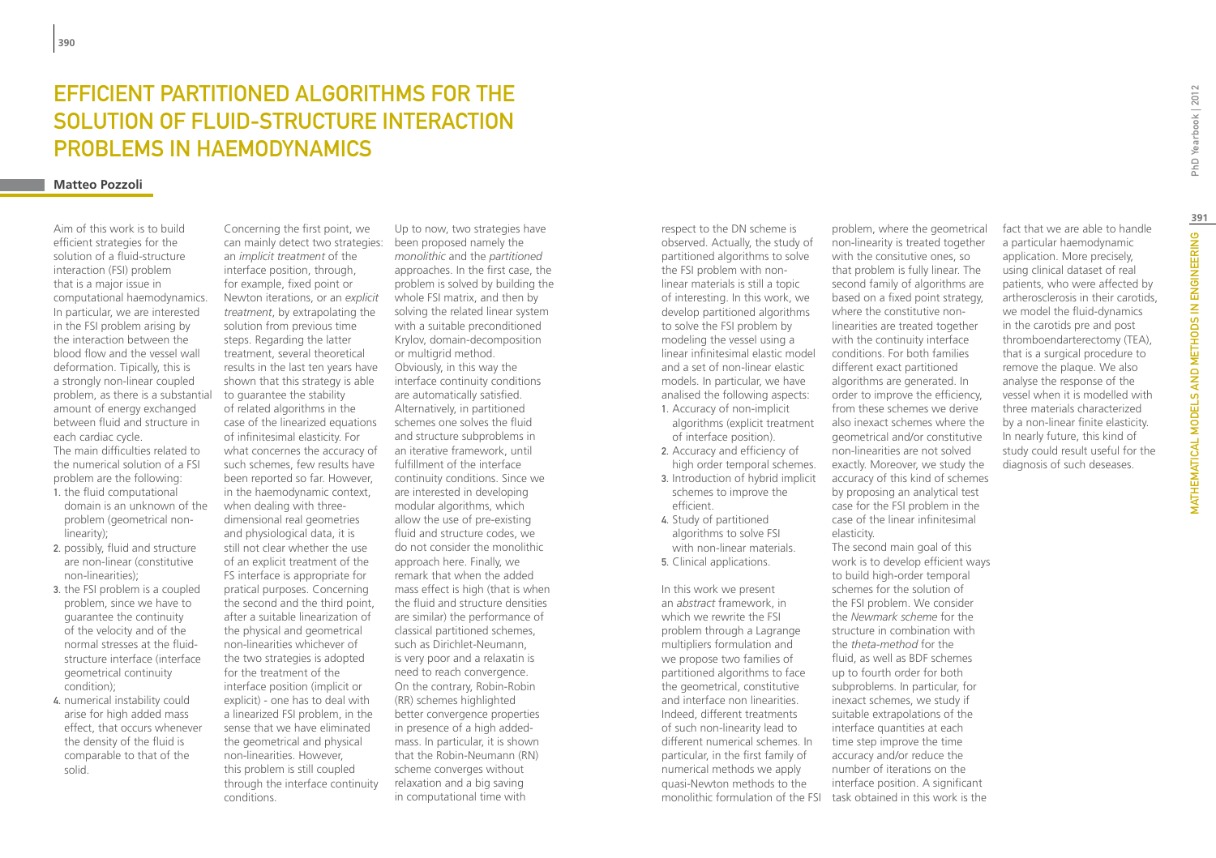# Efficient Partitioned Algorithms for the Solution of Fluid-Structure Interaction Problems in Haemodynamics

**Matteo Pozzoli**

Aim of this work is to build efficient strategies for the solution of a fluid-structure interaction (FSI) problem that is a major issue in computational haemodynamics. In particular, we are interested in the FSI problem arising by the interaction between the blood flow and the vessel wall deformation. Tipically, this is a strongly non-linear coupled problem, as there is a substantial amount of energy exchanged between fluid and structure in each cardiac cycle.
The main difficulties related to the numerical solution of a FSI problem are the following:

1. the fluid computational domain is an unknown of the problem (geometrical non-linearity);
2. possibly, fluid and structure are non-linear (constitutive non-linearities);
3. the FSI problem is a coupled problem, since we have to guarantee the continuity of the velocity and of the normal stresses at the fluid-structure interface (interface geometrical continuity condition);
4. numerical instability could arise for high added mass effect, that occurs whenever the density of the fluid is comparable to that of the solid.

Concerning the first point, we can mainly detect two strategies: an *implicit treatment* of the interface position, through, for example, fixed point or Newton iterations, or an *explicit treatment*, by extrapolating the solution from previous time steps. Regarding the latter treatment, several theoretical results in the last ten years have shown that this strategy is able to guarantee the stability of related algorithms in the case of the linearized equations of infinitesimal elasticity. For what concernes the accuracy of such schemes, few results have been reported so far. However, in the haemodynamic context, when dealing with three-dimensional real geometries and physiological data, it is still not clear whether the use of an explicit treatment of the FS interface is appropriate for pratical purposes. Concerning the second and the third point, after a suitable linearization of the physical and geometrical non-linearities whichever of the two strategies is adopted for the treatment of the interface position (implicit or explicit) - one has to deal with a linearized FSI problem, in the sense that we have eliminated the geometrical and physical non-linearities. However, this problem is still coupled through the interface continuity conditions.

Up to now, two strategies have been proposed namely the *monolithic* and the *partitioned* approaches. In the first case, the problem is solved by building the whole FSI matrix, and then by solving the related linear system with a suitable preconditioned Krylov, domain-decomposition or multigrid method. Obviously, in this way the interface continuity conditions are automatically satisfied. Alternatively, in partitioned schemes one solves the fluid and structure subproblems in an iterative framework, until fulfillment of the interface continuity conditions. Since we are interested in developing modular algorithms, which allow the use of pre-existing fluid and structure codes, we do not consider the monolithic approach here. Finally, we remark that when the added mass effect is high (that is when the fluid and structure densities are similar) the performance of classical partitioned schemes, such as Dirichlet-Neumann, is very poor and a relaxatin is need to reach convergence. On the contrary, Robin-Robin (RR) schemes highlighted better convergence properties in presence of a high added-mass. In particular, it is shown that the Robin-Neumann (RN) scheme converges without relaxation and a big saving in computational time with respect to the DN scheme is observed. Actually, the study of partitioned algorithms to solve the FSI problem with non-linear materials is still a topic of interesting. In this work, we develop partitioned algorithms to solve the FSI problem by modeling the vessel using a linear infinitesimal elastic model and a set of non-linear elastic models. In particular, we have analised the following aspects:

1. Accuracy of non-implicit algorithms (explicit treatment of interface position).
2. Accuracy and efficiency of high order temporal schemes.
3. Introduction of hybrid implicit schemes to improve the efficient.
4. Study of partitioned algorithms to solve FSI with non-linear materials.
5. Clinical applications.

In this work we present an *abstract* framework, in which we rewrite the FSI problem through a Lagrange multipliers formulation and we propose two families of partitioned algorithms to face the geometrical, constitutive and interface non linearities. Indeed, different treatments of such non-linearity lead to different numerical schemes. In particular, in the first family of numerical methods we apply quasi-Newton methods to the monolithic formulation of the FSI problem, where the geometrical non-linearity is treated together with the consitutive ones, so that problem is fully linear. The second family of algorithms are based on a fixed point strategy, where the constitutive non-linearities are treated together with the continuity interface conditions. For both families different exact partitioned algorithms are generated. In order to improve the efficiency, from these schemes we derive also inexact schemes where the geometrical and/or constitutive non-linearities are not solved exactly. Moreover, we study the accuracy of this kind of schemes by proposing an analytical test case for the FSI problem in the case of the linear infinitesimal elasticity.
The second main goal of this work is to develop efficient ways to build high-order temporal schemes for the solution of the FSI problem. We consider the *Newmark scheme* for the structure in combination with the *theta-method* for the fluid, as well as BDF schemes up to fourth order for both subproblems. In particular, for inexact schemes, we study if suitable extrapolations of the interface quantities at each time step improve the time accuracy and/or reduce the number of iterations on the interface position. A significant task obtained in this work is the fact that we are able to handle a particular haemodynamic application. More precisely, using clinical dataset of real patients, who were affected by artherosclerosis in their carotids, we model the fluid-dynamics in the carotids pre and post thromboendarterectomy (TEA), that is a surgical procedure to remove the plaque. We also analyse the response of the vessel when it is modelled with three materials characterized by a non-linear finite elasticity. In nearly future, this kind of study could result useful for the diagnosis of such deseases.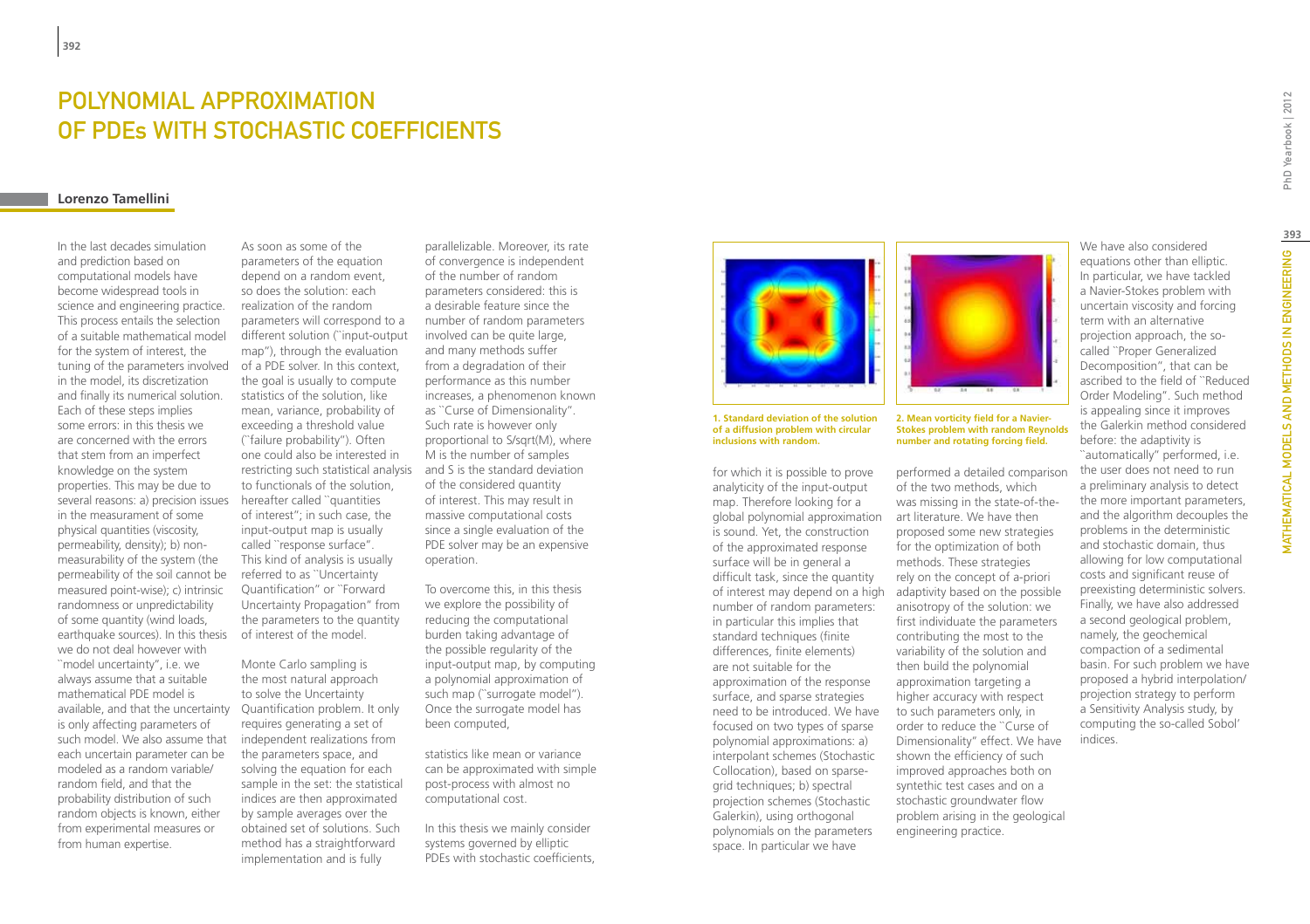# POLYNOMIAL APPROXIMATION OF PDEs WITH STOCHASTIC COEFFICIENTS

## Lorenzo Tamellini

In the last decades simulation and prediction based on computational models have become widespread tools in science and engineering practice. This process entails the selection of a suitable mathematical model for the system of interest, the tuning of the parameters involved in the model, its discretization and finally its numerical solution. Each of these steps implies some errors: in this thesis we are concerned with the errors that stem from an imperfect knowledge on the system properties. This may be due to several reasons: a) precision issues in the measurement of some physical quantities (viscosity, permeability, density); b) non-measurability of the system (the permeability of the soil cannot be measured point-wise); c) intrinsic randomness or unpredictability of some quantity (wind loads, earthquake sources). In this thesis we do not deal however with "model uncertainty", i.e. we always assume that a suitable mathematical PDE model is available, and that the uncertainty is only affecting parameters of such model. We also assume that each uncertain parameter can be modeled as a random variable/random field, and that the probability distribution of such random objects is known, either from experimental measures or from human expertise.

As soon as some of the parameters of the equation depend on a random event, so does the solution: each realization of the random parameters will correspond to a different solution ("input-output map"), through the evaluation of a PDE solver. In this context, the goal is usually to compute statistics of the solution, like mean, variance, probability of exceeding a threshold value ("failure probability"). Often one could also be interested in restricting such statistical analysis to functionals of the solution, hereafter called "quantities of interest"; in such case, the input-output map is usually called "response surface". This kind of analysis is usually referred to as "Uncertainty Quantification" or "Forward Uncertainty Propagation" from the parameters to the quantity of interest of the model.

Monte Carlo sampling is the most natural approach to solve the Uncertainty Quantification problem. It only requires generating a set of independent realizations from the parameters space, and solving the equation for each sample in the set: the statistical indices are then approximated by sample averages over the obtained set of solutions. Such method has a straightforward implementation and is fully parallelizable. Moreover, its rate of convergence is independent of the number of random parameters considered: this is a desirable feature since the number of random parameters involved can be quite large, and many methods suffer from a degradation of their performance as this number increases, a phenomenon known as "Curse of Dimensionality". Such rate is however only proportional to S/sqrt(M), where M is the number of samples and S is the standard deviation of the considered quantity of interest. This may result in massive computational costs since a single evaluation of the PDE solver may be an expensive operation.

To overcome this, in this thesis we explore the possibility of reducing the computational burden taking advantage of the possible regularity of the input-output map, by computing a polynomial approximation of such map ("surrogate model"). Once the surrogate model has been computed, statistics like mean or variance can be approximated with simple post-process with almost no computational cost.

In this thesis we mainly consider systems governed by elliptic PDEs with stochastic coefficients, for which it is possible to prove analyticity of the input-output map. Therefore looking for a global polynomial approximation is sound. Yet, the construction of the approximated response surface will be in general a difficult task, since the quantity of interest may depend on a high number of random parameters: in particular this implies that standard techniques (finite differences, finite elements) are not suitable for the approximation of the response surface, and sparse strategies need to be introduced. We have focused on two types of sparse polynomial approximations: a) interpolant schemes (Stochastic Collocation), based on sparse-grid techniques; b) spectral projection schemes (Stochastic Galerkin), using orthogonal polynomials on the parameters space. In particular we have performed a detailed comparison of the two methods, which was missing in the state-of-the-art literature. We have then proposed some new strategies for the optimization of both methods. These strategies rely on the concept of a-priori adaptivity based on the possible anisotropy of the solution: we first individuate the parameters contributing the most to the variability of the solution and then build the polynomial approximation targeting a higher accuracy with respect to such parameters only, in order to reduce the "Curse of Dimensionality" effect. We have shown the efficiency of such improved approaches both on synthetic test cases and on a stochastic groundwater flow problem arising in the geological engineering practice.

**1. Standard deviation of the solution of a diffusion problem with circular inclusions with random.**

**2. Mean vorticity field for a Navier-Stokes problem with random Reynolds number and rotating forcing field.**

We have also considered equations other than elliptic. In particular, we have tackled a Navier-Stokes problem with uncertain viscosity and forcing term with an alternative projection approach, the so-called "Proper Generalized Decomposition", that can be ascribed to the field of "Reduced Order Modeling". Such method is appealing since it improves the Galerkin method considered before: the adaptivity is "automatically" performed, i.e. the user does not need to run a preliminary analysis to detect the more important parameters, and the algorithm decouples the problems in the deterministic and stochastic domain, thus allowing for low computational costs and significant reuse of preexisting deterministic solvers. Finally, we have also addressed a second geological problem, namely, the geochemical compaction of a sedimental basin. For such problem we have proposed a hybrid interpolation/projection strategy to perform a Sensitivity Analysis study, by computing the so-called Sobol' indices.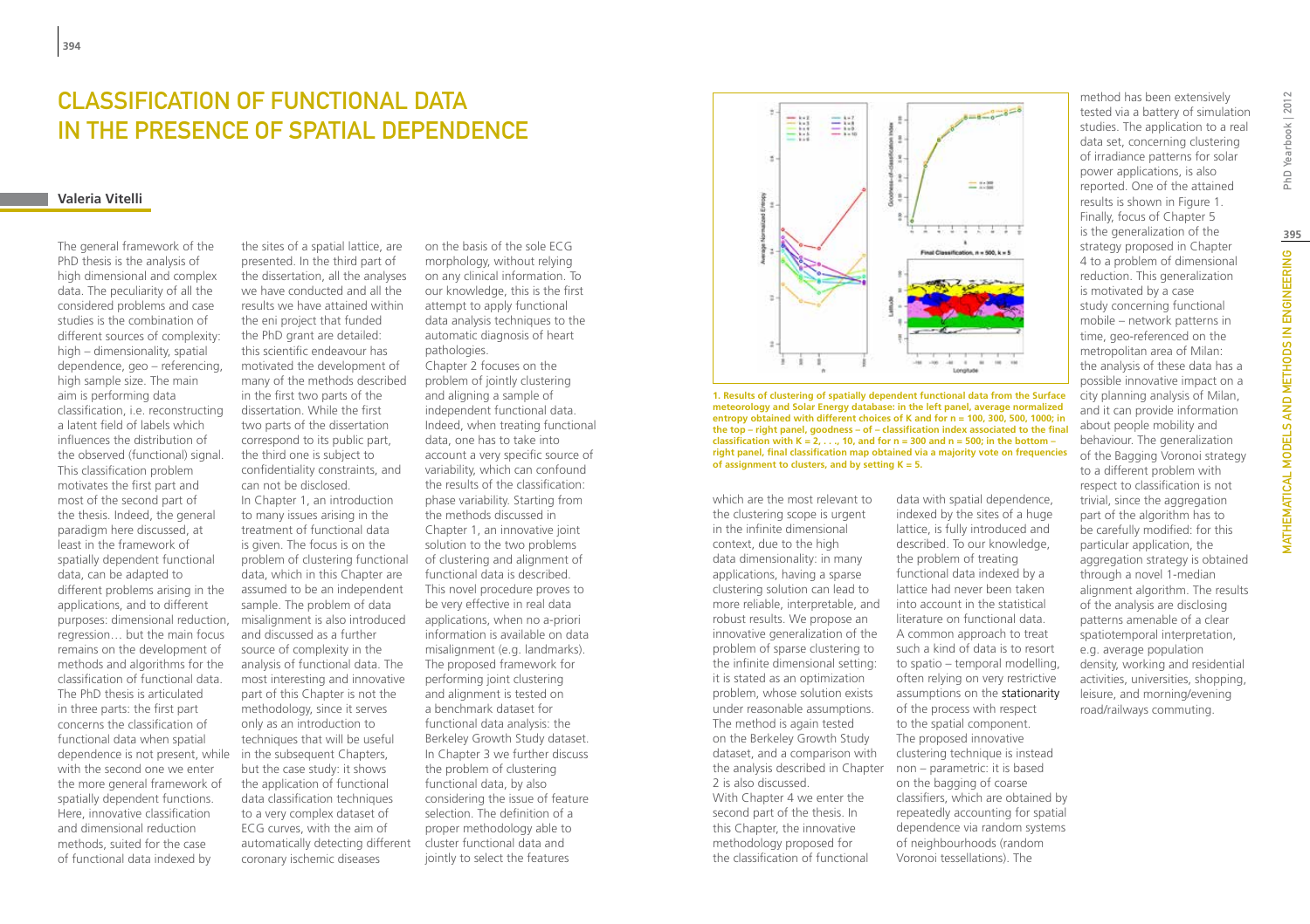# Classification of Functional Data in the Presence of Spatial Dependence

**Valeria Vitelli**

The general framework of the PhD thesis is the analysis of high dimensional and complex data. The peculiarity of all the considered problems and case studies is the combination of different sources of complexity: high – dimensionality, spatial dependence, geo – referencing, high sample size. The main aim is performing data classification, i.e. reconstructing a latent field of labels which influences the distribution of the observed (functional) signal. This classification problem motivates the first part and most of the second part of the thesis. Indeed, the general paradigm here discussed, at least in the framework of spatially dependent functional data, can be adapted to different problems arising in the applications, and to different purposes: dimensional reduction, regression… but the main focus remains on the development of methods and algorithms for the classification of functional data. The PhD thesis is articulated in three parts: the first part concerns the classification of functional data when spatial dependence is not present, while with the second one we enter the more general framework of spatially dependent functions. Here, innovative classification and dimensional reduction methods, suited for the case of functional data indexed by the sites of a spatial lattice, are presented. In the third part of the dissertation, all the analyses we have conducted and all the results we have attained within the eni project that funded the PhD grant are detailed: this scientific endeavour has motivated the development of many of the methods described in the first two parts of the dissertation. While the first two parts of the dissertation correspond to its public part, the third one is subject to confidentiality constraints, and can not be disclosed.

In Chapter 1, an introduction to many issues arising in the treatment of functional data is given. The focus is on the problem of clustering functional data, which in this Chapter are assumed to be an independent sample. The problem of data misalignment is also introduced and discussed as a further source of complexity in the analysis of functional data. The most interesting and innovative part of this Chapter is not the methodology, since it serves only as an introduction to techniques that will be useful in the subsequent Chapters, but the case study: it shows the application of functional data classification techniques to a very complex dataset of ECG curves, with the aim of automatically detecting different coronary ischemic diseases on the basis of the sole ECG morphology, without relying on any clinical information. To our knowledge, this is the first attempt to apply functional data analysis techniques to the automatic diagnosis of heart pathologies.

Chapter 2 focuses on the problem of jointly clustering and aligning a sample of independent functional data. Indeed, when treating functional data, one has to take into account a very specific source of variability, which can confound the results of the classification: phase variability. Starting from the methods discussed in Chapter 1, an innovative joint solution to the two problems of clustering and alignment of functional data is described. This novel procedure proves to be very effective in real data applications, when no a-priori information is available on data misalignment (e.g. landmarks). The proposed framework for performing joint clustering and alignment is tested on a benchmark dataset for functional data analysis: the Berkeley Growth Study dataset.

In Chapter 3 we further discuss the problem of clustering functional data, by also considering the issue of feature selection. The definition of a proper methodology able to cluster functional data and jointly to select the features which are the most relevant to the clustering scope is urgent in the infinite dimensional context, due to the high data dimensionality: in many applications, having a sparse clustering solution can lead to more reliable, interpretable, and robust results. We propose an innovative generalization of the problem of sparse clustering to the infinite dimensional setting: it is stated as an optimization problem, whose solution exists under reasonable assumptions. The method is again tested on the Berkeley Growth Study dataset, and a comparison with the analysis described in Chapter 2 is also discussed.

**1. Results of clustering of spatially dependent functional data from the Surface meteorology and Solar Energy database: in the left panel, average normalized entropy obtained with different choices of K and for n = 100, 300, 500, 1000; in the top – right panel, goodness – of – classification index associated to the final classification with K = 2, . . ., 10, and for n = 300 and n = 500; in the bottom – right panel, final classification map obtained via a majority vote on frequencies of assignment to clusters, and by setting K = 5.**

With Chapter 4 we enter the second part of the thesis. In this Chapter, the innovative methodology proposed for the classification of functional data with spatial dependence, indexed by the sites of a huge lattice, is fully introduced and described. To our knowledge, the problem of treating functional data indexed by a lattice had never been taken into account in the statistical literature on functional data. A common approach to treat such a kind of data is to resort to spatio – temporal modelling, often relying on very restrictive assumptions on the stationarity of the process with respect to the spatial component. The proposed innovative clustering technique is instead non – parametric: it is based on the bagging of coarse classifiers, which are obtained by repeatedly accounting for spatial dependence via random systems of neighbourhoods (random Voronoi tessellations). The method has been extensively tested via a battery of simulation studies. The application to a real data set, concerning clustering of irradiance patterns for solar power applications, is also reported. One of the attained results is shown in Figure 1.

Finally, focus of Chapter 5 is the generalization of the strategy proposed in Chapter 4 to a problem of dimensional reduction. This generalization is motivated by a case study concerning functional mobile – network patterns in time, geo-referenced on the metropolitan area of Milan: the analysis of these data has a possible innovative impact on a city planning analysis of Milan, and it can provide information about people mobility and behaviour. The generalization of the Bagging Voronoi strategy to a different problem with respect to classification is not trivial, since the aggregation part of the algorithm has to be carefully modified: for this particular application, the aggregation strategy is obtained through a novel 1-median alignment algorithm. The results of the analysis are disclosing patterns amenable of a clear spatiotemporal interpretation, e.g. average population density, working and residential activities, universities, shopping, leisure, and morning/evening road/railways commuting.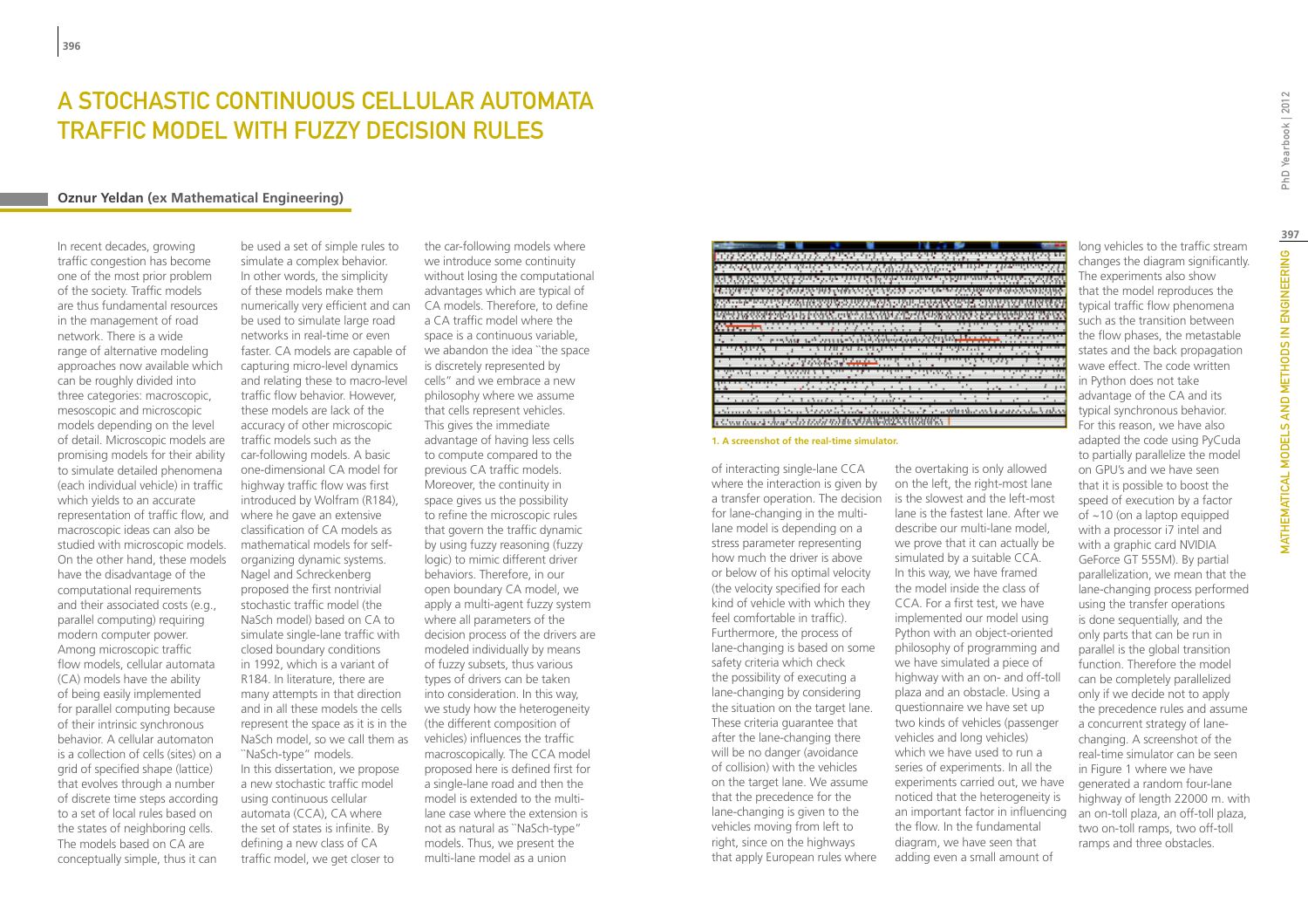# A Stochastic Continuous Cellular Automata Traffic Model with Fuzzy Decision Rules

**Oznur Yeldan (ex Mathematical Engineering)**

In recent decades, growing traffic congestion has become one of the most prior problem of the society. Traffic models are thus fundamental resources in the management of road network. There is a wide range of alternative modeling approaches now available which can be roughly divided into three categories: macroscopic, mesoscopic and microscopic models depending on the level of detail. Microscopic models are promising models for their ability to simulate detailed phenomena (each individual vehicle) in traffic which yields to an accurate representation of traffic flow, and macroscopic ideas can also be studied with microscopic models. On the other hand, these models have the disadvantage of the computational requirements and their associated costs (e.g., parallel computing) requiring modern computer power. Among microscopic traffic flow models, cellular automata (CA) models have the ability of being easily implemented for parallel computing because of their intrinsic synchronous behavior. A cellular automaton is a collection of cells (sites) on a grid of specified shape (lattice) that evolves through a number of discrete time steps according to a set of local rules based on the states of neighboring cells. The models based on CA are conceptually simple, thus it can be used a set of simple rules to simulate a complex behavior. In other words, the simplicity of these models make them numerically very efficient and can be used to simulate large road networks in real-time or even faster. CA models are capable of capturing micro-level dynamics and relating these to macro-level traffic flow behavior. However, these models are lack of the accuracy of other microscopic traffic models such as the car-following models. A basic one-dimensional CA model for highway traffic flow was first introduced by Wolfram (R184), where he gave an extensive classification of CA models as mathematical models for self-organizing dynamic systems. Nagel and Schreckenberg proposed the first nontrivial stochastic traffic model (the NaSch model) based on CA to simulate single-lane traffic with closed boundary conditions in 1992, which is a variant of R184. In literature, there are many attempts in that direction and in all these models the cells represent the space as it is in the NaSch model, so we call them as "NaSch-type" models.

In this dissertation, we propose a new stochastic traffic model using continuous cellular automata (CCA), where the set of states is infinite. By defining a new class of CA traffic model, we get closer to the car-following models where we introduce some continuity without losing the computational advantages which are typical of CA models. Therefore, to define a CA traffic model where the space is a continuous variable, we abandon the idea "the space is discretely represented by cells" and we embrace a new philosophy where we assume that cells represent vehicles. This gives the immediate advantage of having less cells to compute compared to the previous CA traffic models. Moreover, the continuity in space gives us the possibility to refine the microscopic rules that govern the traffic dynamic by using fuzzy reasoning (fuzzy logic) to mimic different driver behaviors. Therefore, in our open boundary CA model, we apply a multi-agent fuzzy system where all parameters of the decision process of the drivers are modeled individually by means of fuzzy subsets, thus various types of drivers can be taken into consideration. In this way, we study how the heterogeneity (the different composition of vehicles) influences the traffic macroscopically. The CCA model proposed here is defined first for a single-lane road and then the model is extended to the multi-lane case where the extension is not as natural as "NaSch-type" models. Thus, we present the multi-lane model as a union of interacting single-lane CCA where the interaction is given by a transfer operation. The decision for lane-changing in the multi-lane model is depending on a stress parameter representing how much the driver is above or below of his optimal velocity (the velocity specified for each kind of vehicle with which they feel comfortable in traffic). Furthermore, the process of lane-changing is based on some safety criteria which check the possibility of executing a lane-changing by considering the situation on the target lane. These criteria guarantee that after the lane-changing there will be no danger (avoidance of collision) with the vehicles on the target lane. We assume that the precedence for the lane-changing is given to the vehicles moving from left to right, since on the highways that apply European rules where the overtaking is only allowed on the left, the right-most lane is the slowest and the left-most lane is the fastest lane. After we describe our multi-lane model, we prove that it can actually be simulated by a suitable CCA. In this way, we have framed the model inside the class of CCA. For a first test, we have implemented our model using Python with an object-oriented philosophy of programming and we have simulated a piece of highway with an on- and off-toll plaza and an obstacle. Using a questionnaire we have set up two kinds of vehicles (passenger vehicles and long vehicles) which we have used to run a series of experiments. In all the experiments carried out, we have noticed that the heterogeneity is an important factor in influencing the flow. In the fundamental diagram, we have seen that adding even a small amount of long vehicles to the traffic stream changes the diagram significantly. The experiments also show that the model reproduces the typical traffic flow phenomena such as the transition between the flow phases, the metastable states and the back propagation wave effect. The code written in Python does not take advantage of the CA and its typical synchronous behavior. For this reason, we have also adapted the code using PyCuda to partially parallelize the model on GPU's and we have seen that it is possible to boost the speed of execution by a factor of ~10 (on a laptop equipped with a processor i7 intel and with a graphic card NVIDIA GeForce GT 555M). By partial parallelization, we mean that the lane-changing process performed using the transfer operations is done sequentially, and the only parts that can be run in parallel is the global transition function. Therefore the model can be completely parallelized only if we decide not to apply the precedence rules and assume a concurrent strategy of lane-changing. A screenshot of the real-time simulator can be seen in Figure 1 where we have generated a random four-lane highway of length 22000 m. with an on-toll plaza, an off-toll plaza, two on-toll ramps, two off-toll ramps and three obstacles.

**1. A screenshot of the real-time simulator.**